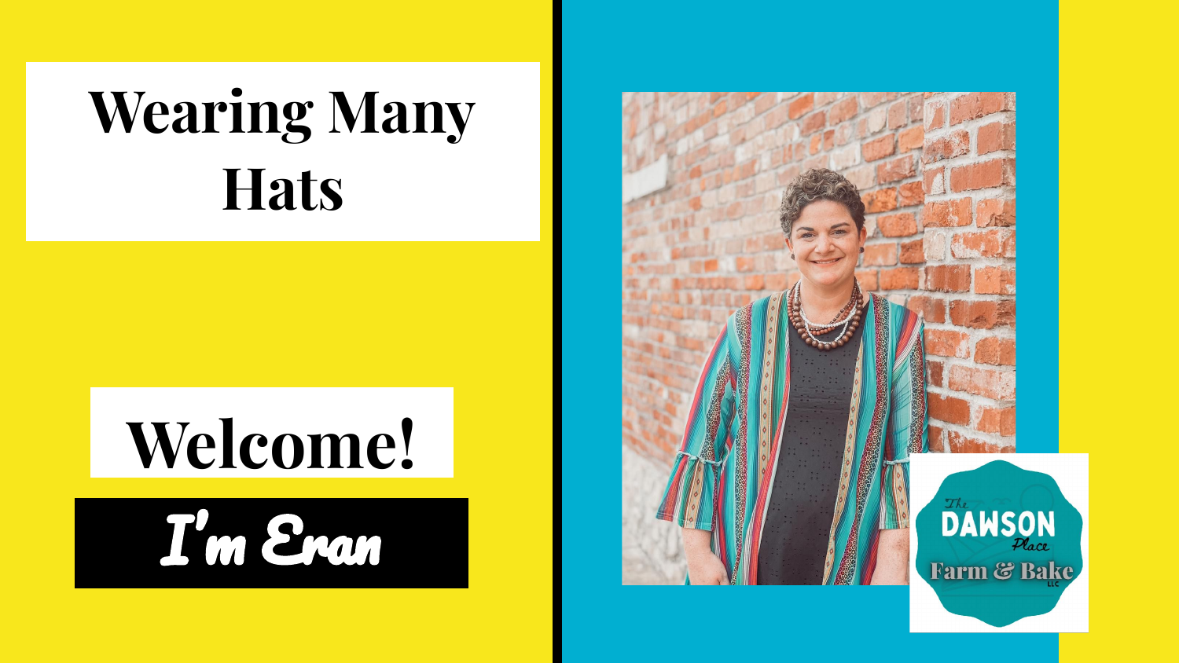# Wearing Many Hats

## Welcome!

*I'm Eran*

The Dawson Place Farm & Bake LLC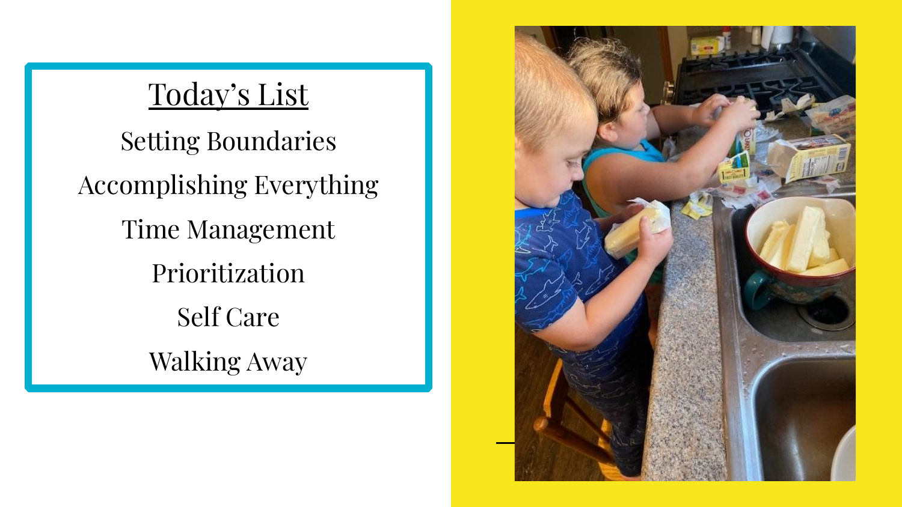## Today's List

- Setting Boundaries
- Accomplishing Everything
- Time Management
- Prioritization
- Self Care
- Walking Away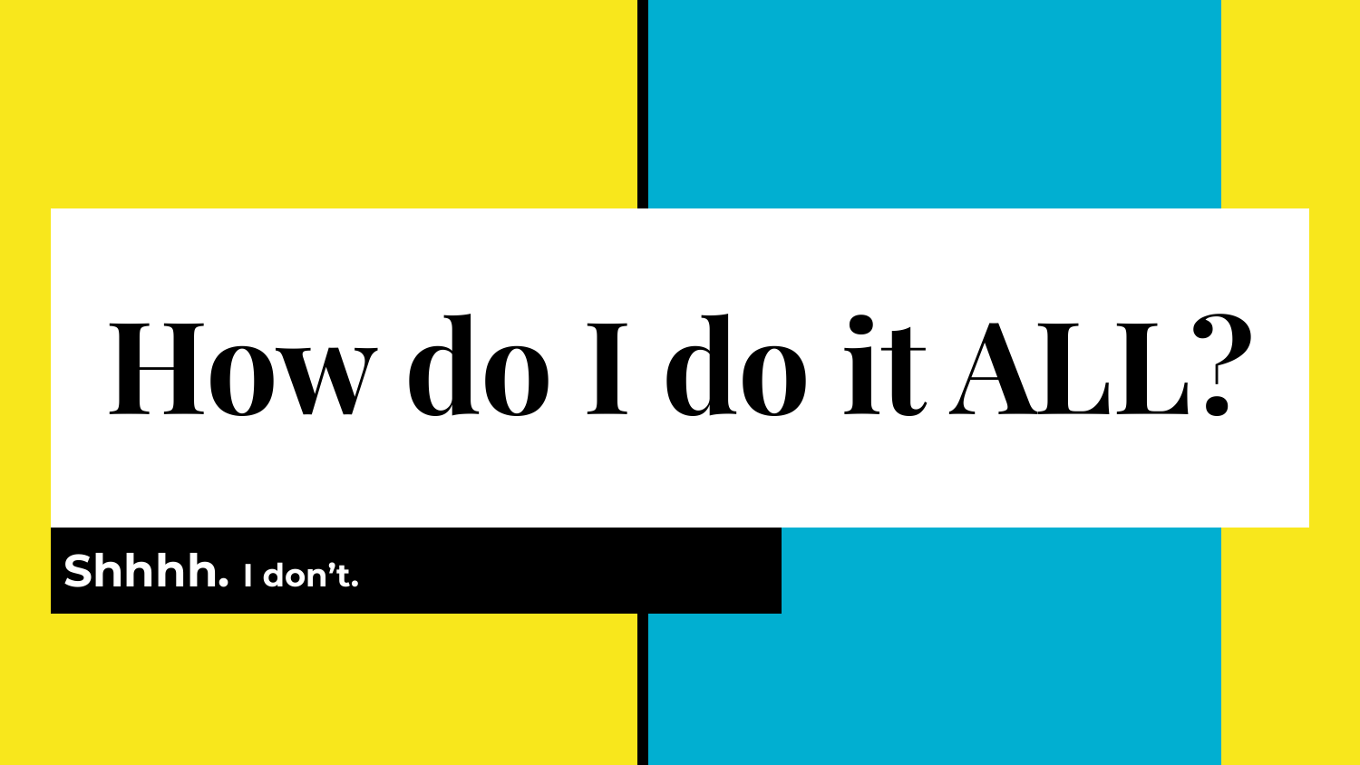# How do I do it ALL?

**Shhhh.** **I don't.**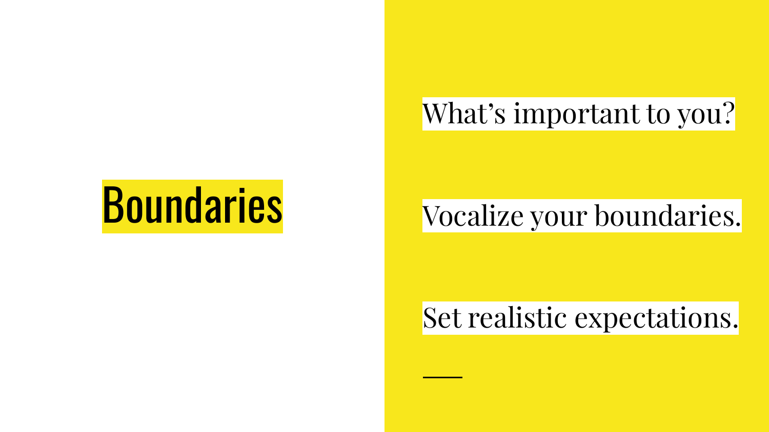# Boundaries

What's important to you?

Vocalize your boundaries.

Set realistic expectations.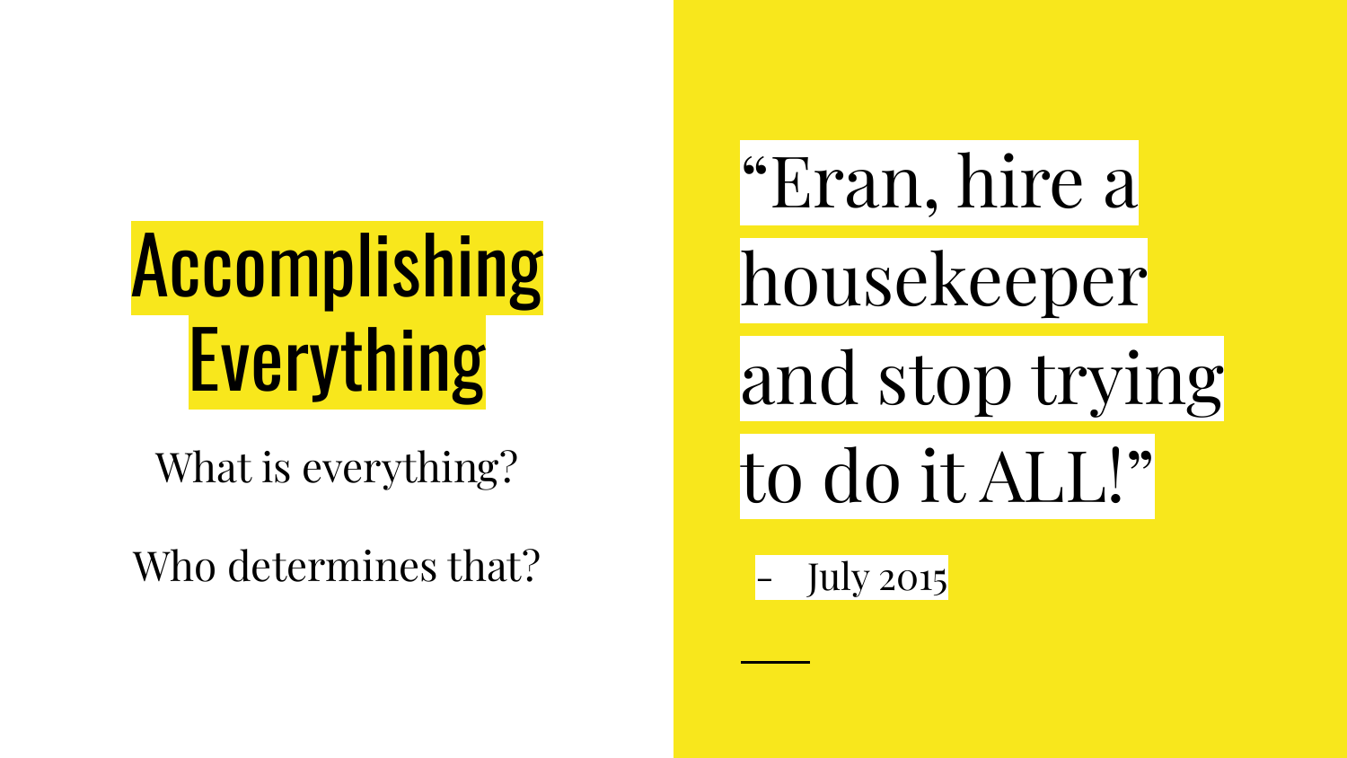# Accomplishing Everything

What is everything?

Who determines that?

> "Eran, hire a housekeeper and stop trying to do it ALL!"
>
> - July 2015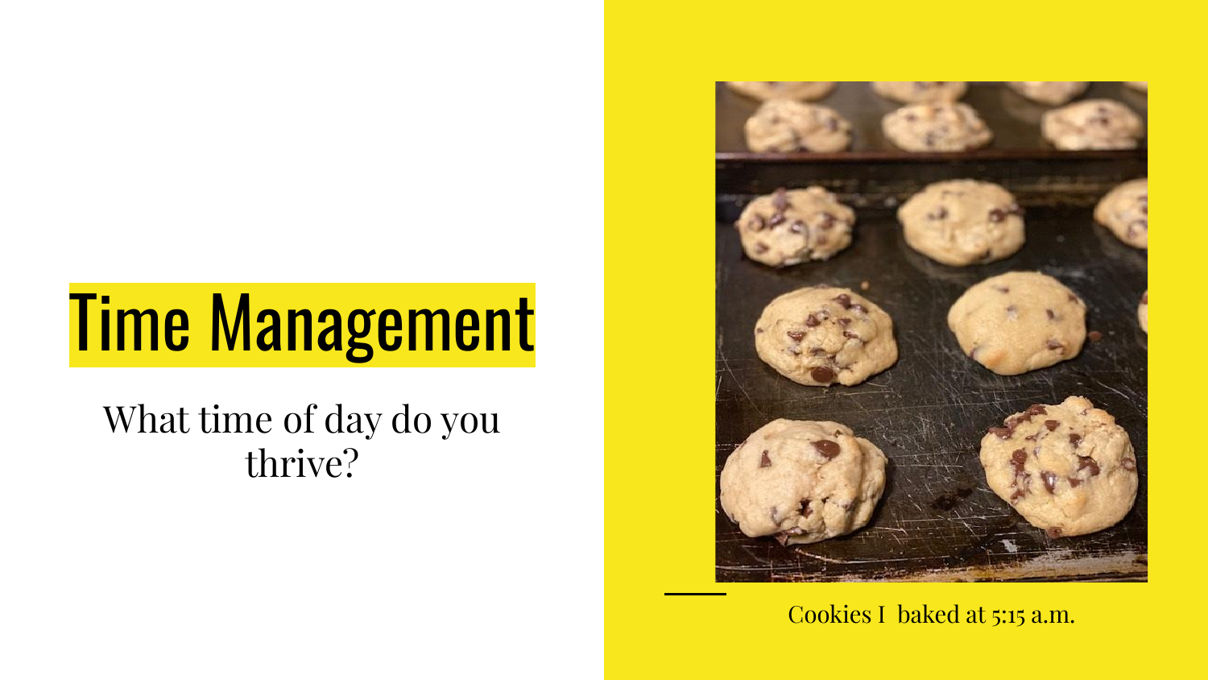# Time Management

What time of day do you thrive?

Cookies I baked at 5:15 a.m.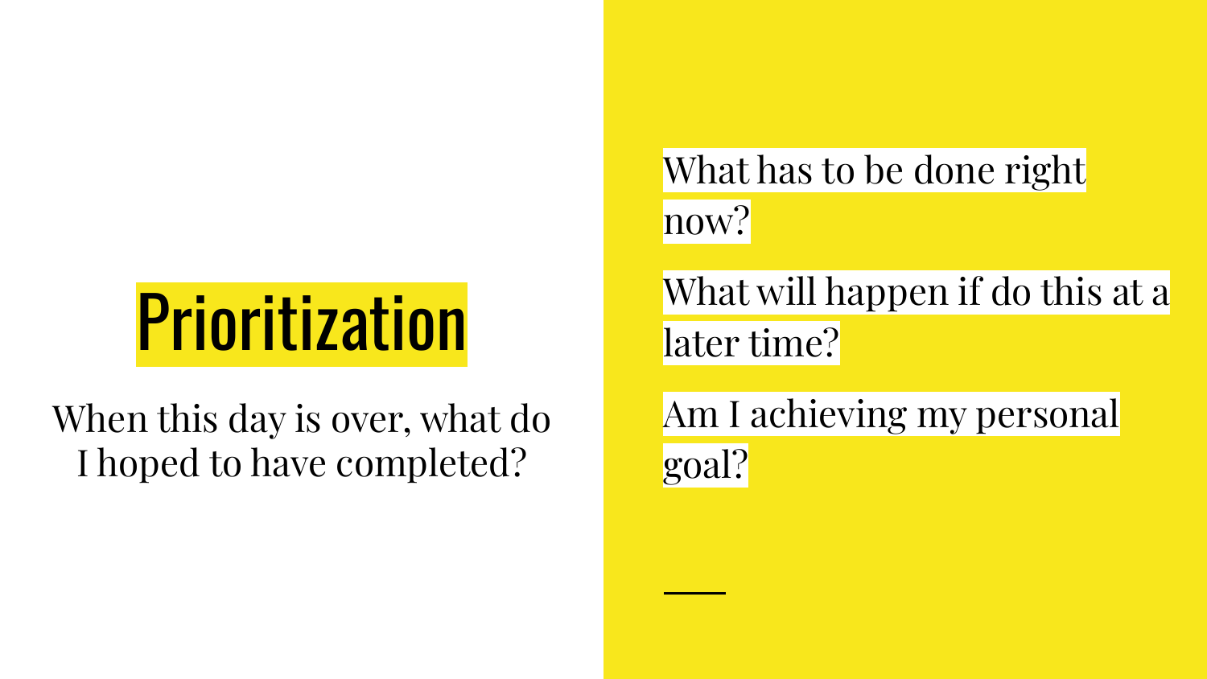# Prioritization

When this day is over, what do I hoped to have completed?

What has to be done right now?

What will happen if do this at a later time?

Am I achieving my personal goal?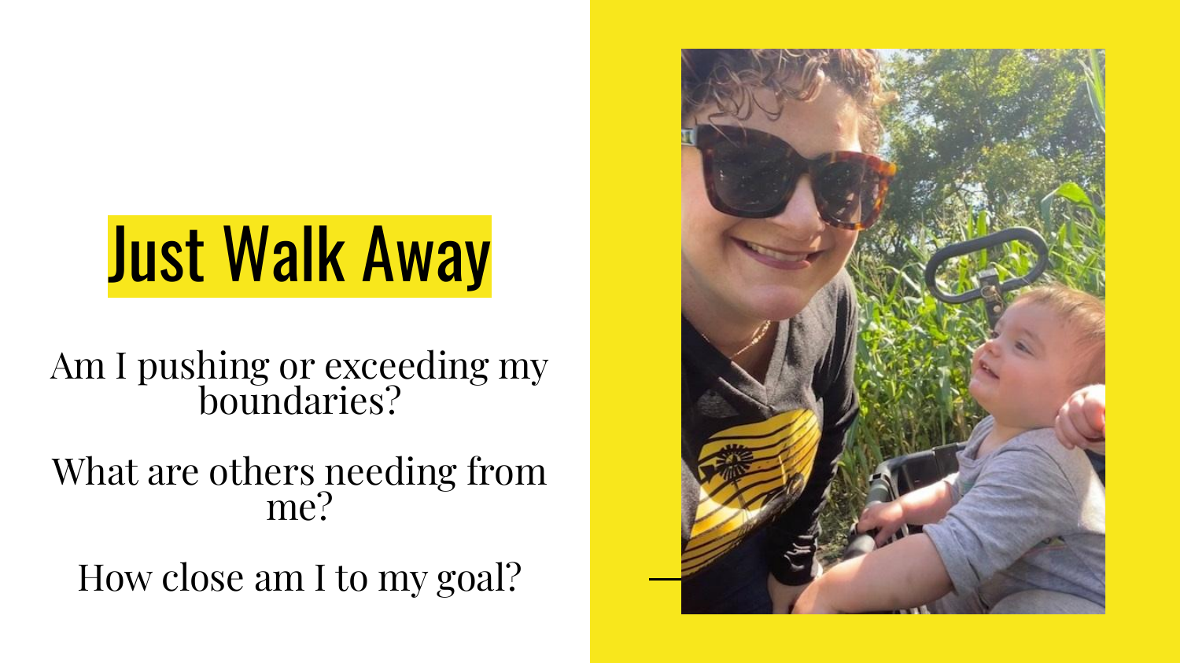# Just Walk Away

Am I pushing or exceeding my boundaries?

What are others needing from me?

How close am I to my goal?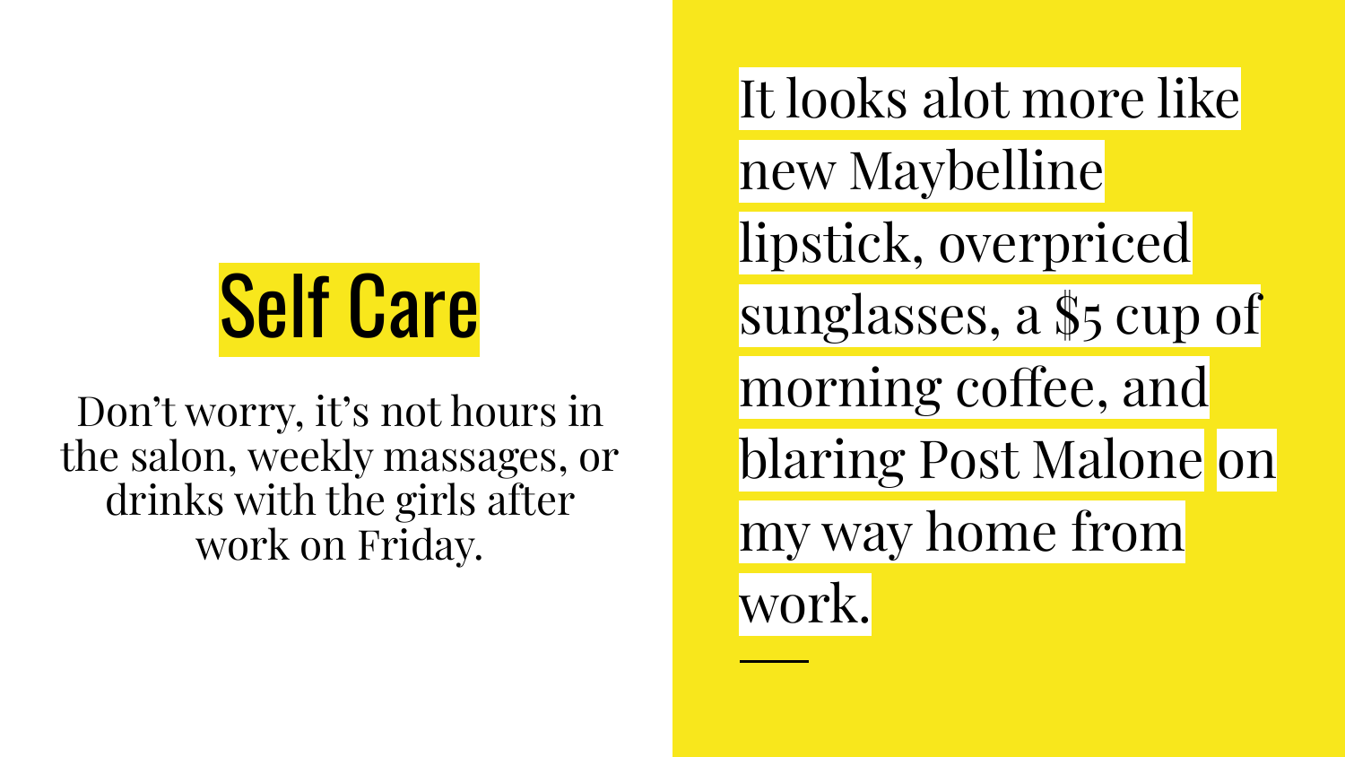# Self Care

Don't worry, it's not hours in the salon, weekly massages, or drinks with the girls after work on Friday.

It looks alot more like new Maybelline lipstick, overpriced sunglasses, a $5 cup of morning coffee, and blaring Post Malone on my way home from work.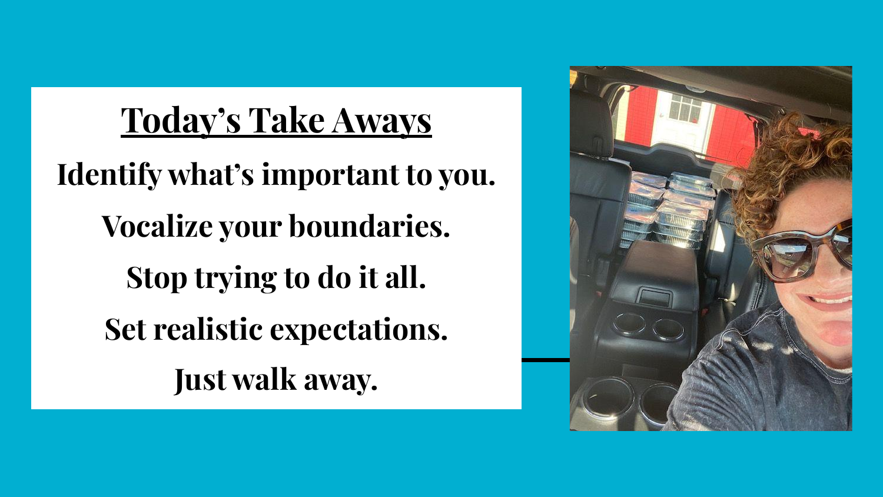## Today's Take Aways

**Identify what's important to you.**

**Vocalize your boundaries.**

**Stop trying to do it all.**

**Set realistic expectations.**

**Just walk away.**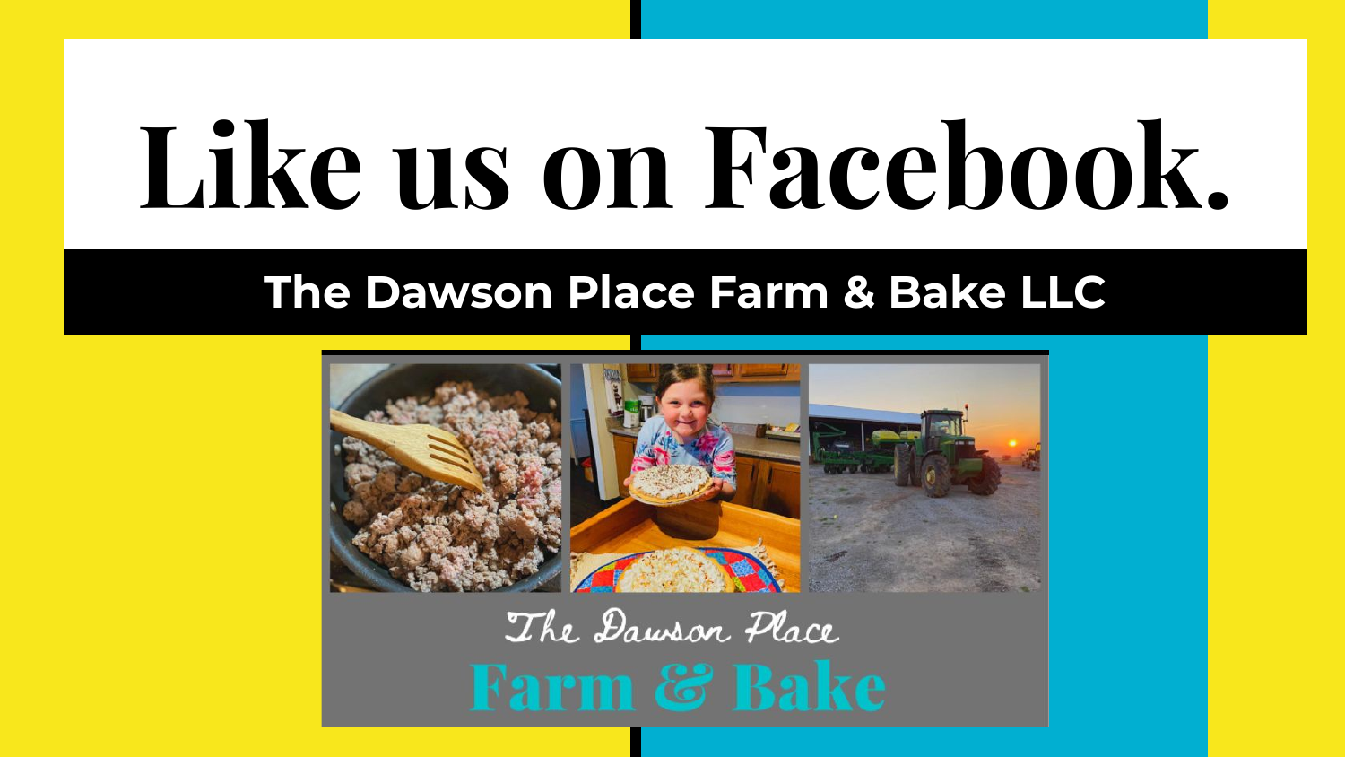# Like us on Facebook.

**The Dawson Place Farm & Bake LLC**

The Dawson Place

Farm & Bake